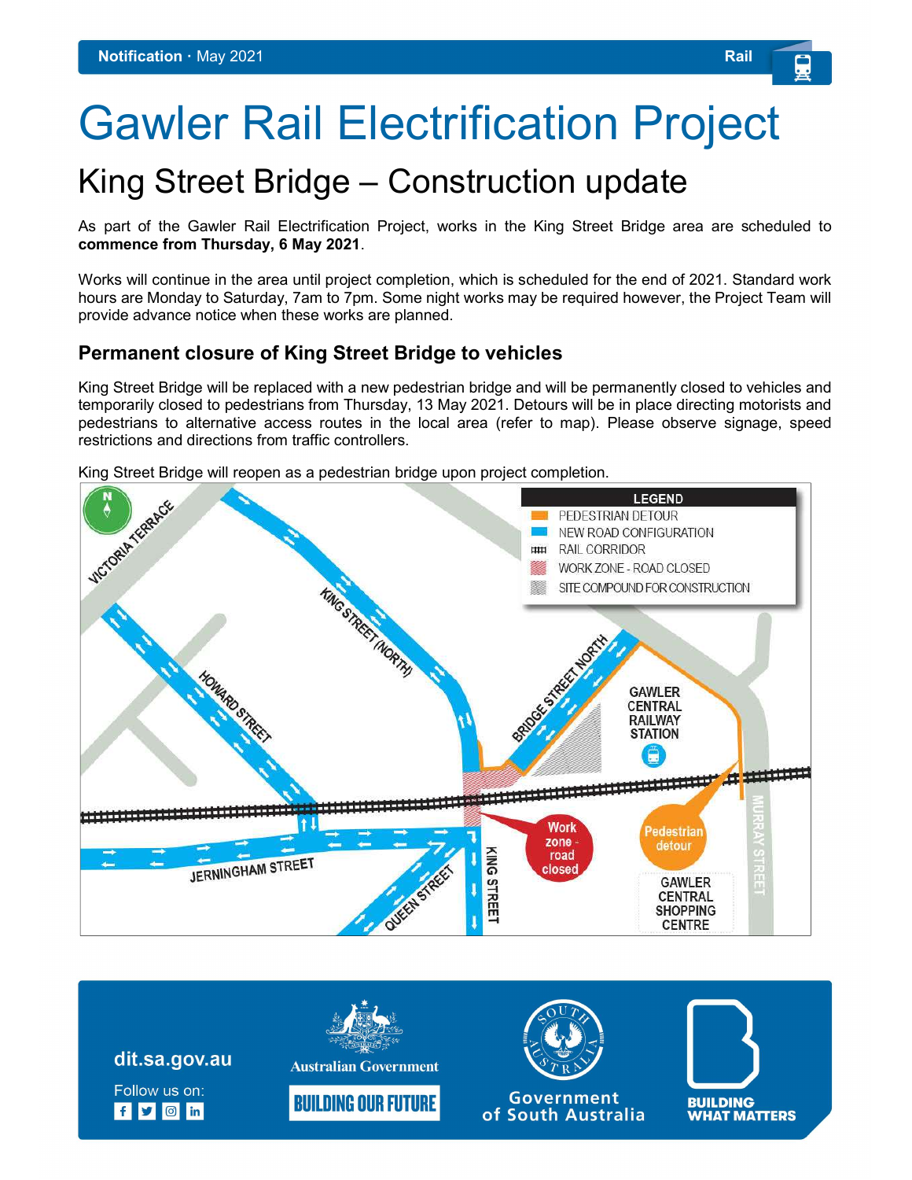Notification · May 2021 — Rail

# Gawler Rail Electrification Project

## King Street Bridge – Construction update

As part of the Gawler Rail Electrification Project, works in the King Street Bridge area are scheduled to **commence from Thursday, 6 May 2021**.

Works will continue in the area until project completion, which is scheduled for the end of 2021. Standard work hours are Monday to Saturday, 7am to 7pm. Some night works may be required however, the Project Team will provide advance notice when these works are planned.

### Permanent closure of King Street Bridge to vehicles

King Street Bridge will be replaced with a new pedestrian bridge and will be permanently closed to vehicles and temporarily closed to pedestrians from Thursday, 13 May 2021. Detours will be in place directing motorists and pedestrians to alternative access routes in the local area (refer to map). Please observe signage, speed restrictions and directions from traffic controllers.

King Street Bridge will reopen as a pedestrian bridge upon project completion.

**LEGEND**

- PEDESTRIAN DETOUR
- NEW ROAD CONFIGURATION
- RAIL CORRIDOR
- WORK ZONE - ROAD CLOSED
- SITE COMPOUND FOR CONSTRUCTION

VICTORIA TERRACE, KING STREET (NORTH), HOWARD STREET, BRIDGE STREET NORTH, GAWLER CENTRAL RAILWAY STATION, JERNINGHAM STREET, QUEEN STREET, KING STREET, MURRAY STREET, GAWLER CENTRAL SHOPPING CENTRE

Work zone - road closed

Pedestrian detour

dit.sa.gov.au

Follow us on:

Australian Government — BUILDING OUR FUTURE

Government of South Australia

BUILDING WHAT MATTERS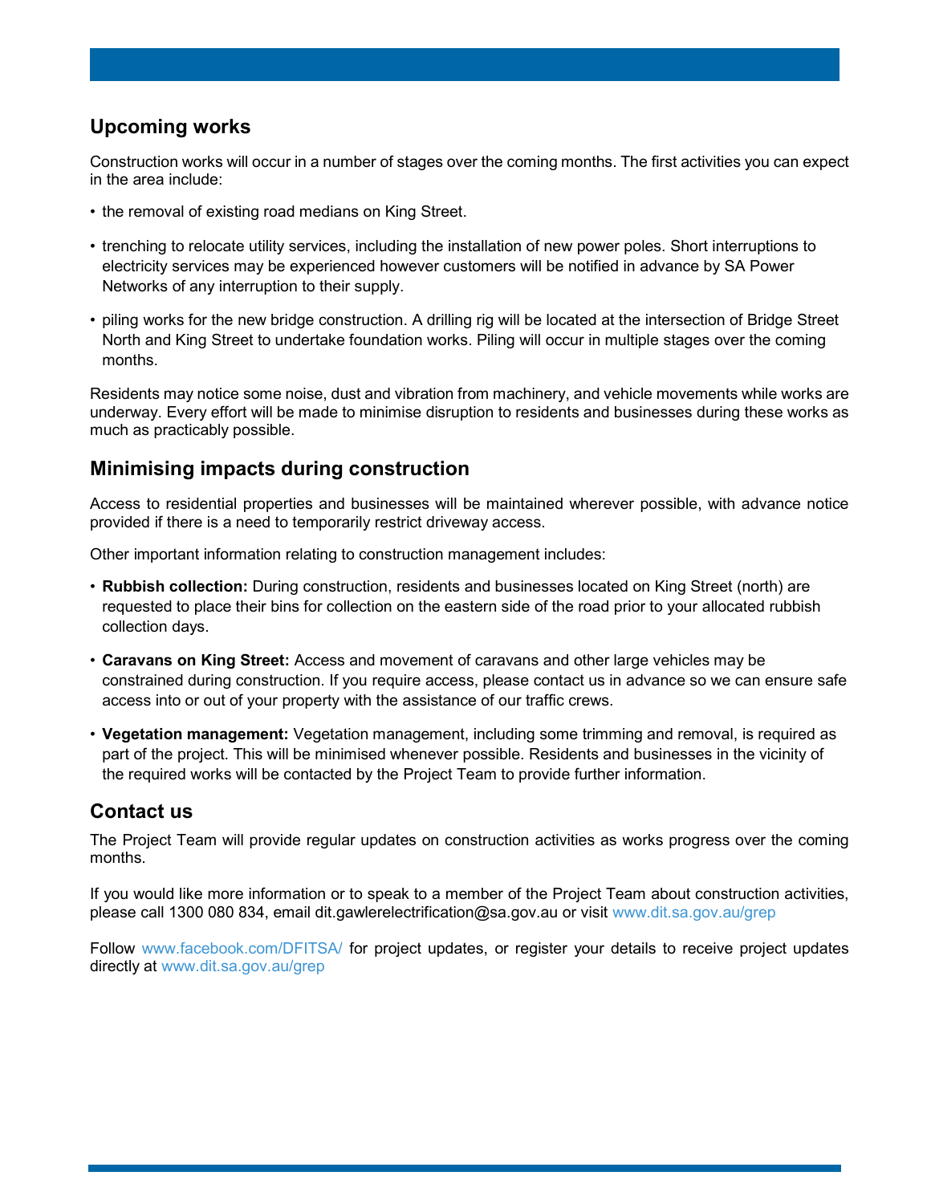## Upcoming works

Construction works will occur in a number of stages over the coming months. The first activities you can expect in the area include:

- the removal of existing road medians on King Street.
- trenching to relocate utility services, including the installation of new power poles. Short interruptions to electricity services may be experienced however customers will be notified in advance by SA Power Networks of any interruption to their supply.
- piling works for the new bridge construction. A drilling rig will be located at the intersection of Bridge Street North and King Street to undertake foundation works. Piling will occur in multiple stages over the coming months.

Residents may notice some noise, dust and vibration from machinery, and vehicle movements while works are underway. Every effort will be made to minimise disruption to residents and businesses during these works as much as practicably possible.

## Minimising impacts during construction

Access to residential properties and businesses will be maintained wherever possible, with advance notice provided if there is a need to temporarily restrict driveway access.

Other important information relating to construction management includes:

- **Rubbish collection:** During construction, residents and businesses located on King Street (north) are requested to place their bins for collection on the eastern side of the road prior to your allocated rubbish collection days.
- **Caravans on King Street:** Access and movement of caravans and other large vehicles may be constrained during construction. If you require access, please contact us in advance so we can ensure safe access into or out of your property with the assistance of our traffic crews.
- **Vegetation management:** Vegetation management, including some trimming and removal, is required as part of the project. This will be minimised whenever possible. Residents and businesses in the vicinity of the required works will be contacted by the Project Team to provide further information.

## Contact us

The Project Team will provide regular updates on construction activities as works progress over the coming months.

If you would like more information or to speak to a member of the Project Team about construction activities, please call 1300 080 834, email dit.gawlerelectrification@sa.gov.au or visit www.dit.sa.gov.au/grep

Follow www.facebook.com/DFITSA/ for project updates, or register your details to receive project updates directly at www.dit.sa.gov.au/grep